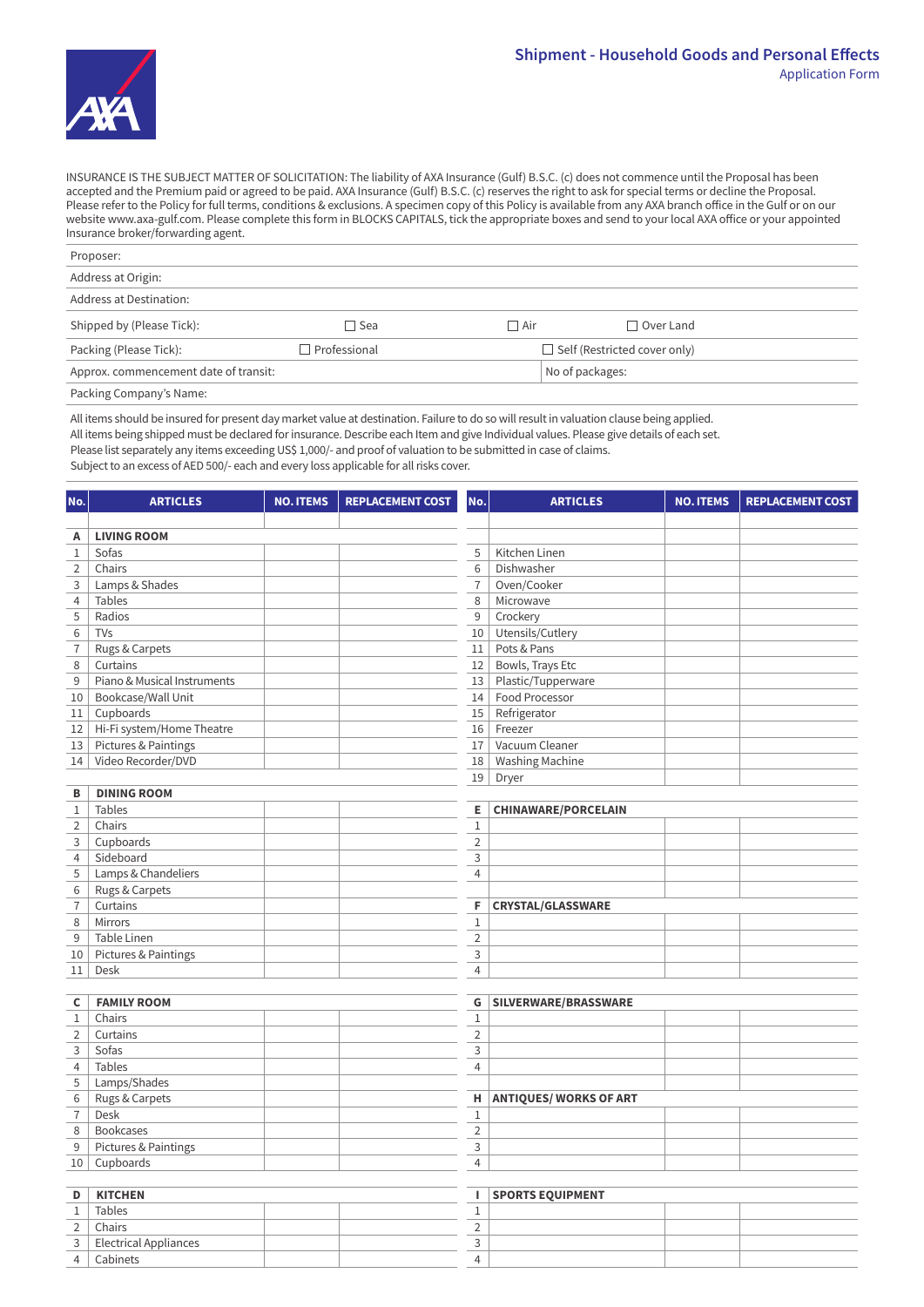# Shipment - Household Goods and Personal Effects

Application Form

INSURANCE IS THE SUBJECT MATTER OF SOLICITATION: The liability of AXA Insurance (Gulf) B.S.C. (c) does not commence until the Proposal has been accepted and the Premium paid or agreed to be paid. AXA Insurance (Gulf) B.S.C. (c) reserves the right to ask for special terms or decline the Proposal. Please refer to the Policy for full terms, conditions & exclusions. A specimen copy of this Policy is available from any AXA branch office in the Gulf or on our website www.axa-gulf.com. Please complete this form in BLOCKS CAPITALS, tick the appropriate boxes and send to your local AXA office or your appointed Insurance broker/forwarding agent.

Proposer:

Address at Origin:

Address at Destination:

Shipped by (Please Tick): ☐ Sea ☐ Air ☐ Over Land

Packing (Please Tick): ☐ Professional ☐ Self (Restricted cover only)

Approx. commencement date of transit: No of packages:

Packing Company's Name:

All items should be insured for present day market value at destination. Failure to do so will result in valuation clause being applied.
All items being shipped must be declared for insurance. Describe each Item and give Individual values. Please give details of each set.
Please list separately any items exceeding US$ 1,000/- and proof of valuation to be submitted in case of claims.
Subject to an excess of AED 500/- each and every loss applicable for all risks cover.

| No. | ARTICLES | NO. ITEMS | REPLACEMENT COST |
|---|---|---|---|
| **A** | **LIVING ROOM** | | |
| 1 | Sofas | | |
| 2 | Chairs | | |
| 3 | Lamps & Shades | | |
| 4 | Tables | | |
| 5 | Radios | | |
| 6 | TVs | | |
| 7 | Rugs & Carpets | | |
| 8 | Curtains | | |
| 9 | Piano & Musical Instruments | | |
| 10 | Bookcase/Wall Unit | | |
| 11 | Cupboards | | |
| 12 | Hi-Fi system/Home Theatre | | |
| 13 | Pictures & Paintings | | |
| 14 | Video Recorder/DVD | | |
| **B** | **DINING ROOM** | | |
| 1 | Tables | | |
| 2 | Chairs | | |
| 3 | Cupboards | | |
| 4 | Sideboard | | |
| 5 | Lamps & Chandeliers | | |
| 6 | Rugs & Carpets | | |
| 7 | Curtains | | |
| 8 | Mirrors | | |
| 9 | Table Linen | | |
| 10 | Pictures & Paintings | | |
| 11 | Desk | | |
| **C** | **FAMILY ROOM** | | |
| 1 | Chairs | | |
| 2 | Curtains | | |
| 3 | Sofas | | |
| 4 | Tables | | |
| 5 | Lamps/Shades | | |
| 6 | Rugs & Carpets | | |
| 7 | Desk | | |
| 8 | Bookcases | | |
| 9 | Pictures & Paintings | | |
| 10 | Cupboards | | |
| **D** | **KITCHEN** | | |
| 1 | Tables | | |
| 2 | Chairs | | |
| 3 | Electrical Appliances | | |
| 4 | Cabinets | | |
| 5 | Kitchen Linen | | |
| 6 | Dishwasher | | |
| 7 | Oven/Cooker | | |
| 8 | Microwave | | |
| 9 | Crockery | | |
| 10 | Utensils/Cutlery | | |
| 11 | Pots & Pans | | |
| 12 | Bowls, Trays Etc | | |
| 13 | Plastic/Tupperware | | |
| 14 | Food Processor | | |
| 15 | Refrigerator | | |
| 16 | Freezer | | |
| 17 | Vacuum Cleaner | | |
| 18 | Washing Machine | | |
| 19 | Dryer | | |
| **E** | **CHINAWARE/PORCELAIN** | | |
| 1 | | | |
| 2 | | | |
| 3 | | | |
| 4 | | | |
| **F** | **CRYSTAL/GLASSWARE** | | |
| 1 | | | |
| 2 | | | |
| 3 | | | |
| 4 | | | |
| **G** | **SILVERWARE/BRASSWARE** | | |
| 1 | | | |
| 2 | | | |
| 3 | | | |
| 4 | | | |
| **H** | **ANTIQUES/ WORKS OF ART** | | |
| 1 | | | |
| 2 | | | |
| 3 | | | |
| 4 | | | |
| **I** | **SPORTS EQUIPMENT** | | |
| 1 | | | |
| 2 | | | |
| 3 | | | |
| 4 | | | |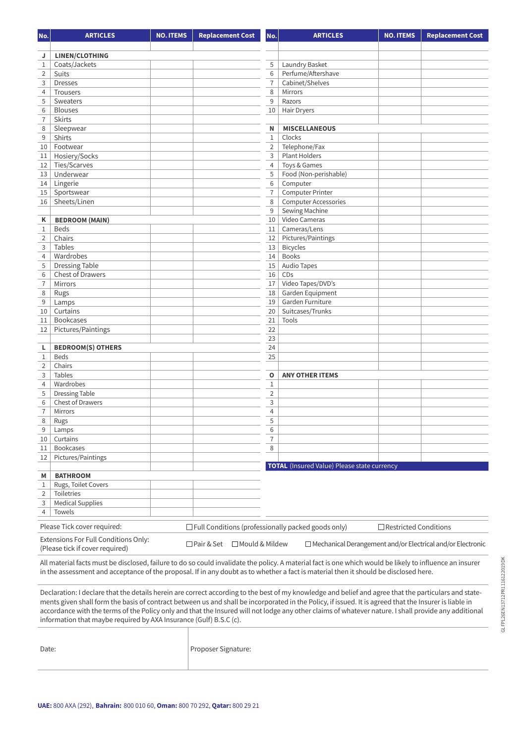| No. | ARTICLES | NO. ITEMS | Replacement Cost |
|---|---|---|---|
| | | | |
| J | **LINEN/CLOTHING** | | |
| 1 | Coats/Jackets | | |
| 2 | Suits | | |
| 3 | Dresses | | |
| 4 | Trousers | | |
| 5 | Sweaters | | |
| 6 | Blouses | | |
| 7 | Skirts | | |
| 8 | Sleepwear | | |
| 9 | Shirts | | |
| 10 | Footwear | | |
| 11 | Hosiery/Socks | | |
| 12 | Ties/Scarves | | |
| 13 | Underwear | | |
| 14 | Lingerie | | |
| 15 | Sportswear | | |
| 16 | Sheets/Linen | | |
| | | | |
| K | **BEDROOM (MAIN)** | | |
| 1 | Beds | | |
| 2 | Chairs | | |
| 3 | Tables | | |
| 4 | Wardrobes | | |
| 5 | Dressing Table | | |
| 6 | Chest of Drawers | | |
| 7 | Mirrors | | |
| 8 | Rugs | | |
| 9 | Lamps | | |
| 10 | Curtains | | |
| 11 | Bookcases | | |
| 12 | Pictures/Paintings | | |
| | | | |
| L | **BEDROOM(S) OTHERS** | | |
| 1 | Beds | | |
| 2 | Chairs | | |
| 3 | Tables | | |
| 4 | Wardrobes | | |
| 5 | Dressing Table | | |
| 6 | Chest of Drawers | | |
| 7 | Mirrors | | |
| 8 | Rugs | | |
| 9 | Lamps | | |
| 10 | Curtains | | |
| 11 | Bookcases | | |
| 12 | Pictures/Paintings | | |
| | | | |
| M | **BATHROOM** | | |
| 1 | Rugs, Toilet Covers | | |
| 2 | Toiletries | | |
| 3 | Medical Supplies | | |
| 4 | Towels | | |

| No. | ARTICLES | NO. ITEMS | Replacement Cost |
|---|---|---|---|
| | | | |
| 5 | Laundry Basket | | |
| 6 | Perfume/Aftershave | | |
| 7 | Cabinet/Shelves | | |
| 8 | Mirrors | | |
| 9 | Razors | | |
| 10 | Hair Dryers | | |
| | | | |
| N | **MISCELLANEOUS** | | |
| 1 | Clocks | | |
| 2 | Telephone/Fax | | |
| 3 | Plant Holders | | |
| 4 | Toys & Games | | |
| 5 | Food (Non-perishable) | | |
| 6 | Computer | | |
| 7 | Computer Printer | | |
| 8 | Computer Accessories | | |
| 9 | Sewing Machine | | |
| 10 | Video Cameras | | |
| 11 | Cameras/Lens | | |
| 12 | Pictures/Paintings | | |
| 13 | Bicycles | | |
| 14 | Books | | |
| 15 | Audio Tapes | | |
| 16 | CDs | | |
| 17 | Video Tapes/DVD's | | |
| 18 | Garden Equipment | | |
| 19 | Garden Furniture | | |
| 20 | Suitcases/Trunks | | |
| 21 | Tools | | |
| 22 | | | |
| 23 | | | |
| 24 | | | |
| 25 | | | |
| | | | |
| O | **ANY OTHER ITEMS** | | |
| 1 | | | |
| 2 | | | |
| 3 | | | |
| 4 | | | |
| 5 | | | |
| 6 | | | |
| 7 | | | |
| 8 | | | |
| | | | |
| | **TOTAL** (Insured Value) Please state currency | | |

Please Tick cover required: ☐ Full Conditions (professionally packed goods only) ☐ Restricted Conditions

Extensions For Full Conditions Only: (Please tick if cover required) ☐ Pair & Set ☐ Mould & Mildew ☐ Mechanical Derangement and/or Electrical and/or Electronic

All material facts must be disclosed, failure to do so could invalidate the policy. A material fact is one which would be likely to influence an insurer in the assessment and acceptance of the proposal. If in any doubt as to whether a fact is material then it should be disclosed here.

Declaration: I declare that the details herein are correct according to the best of my knowledge and belief and agree that the particulars and statements given shall form the basis of contract between us and shall be incorporated in the Policy, if issued. It is agreed that the Insurer is liable in accordance with the terms of the Policy only and that the Insured will not lodge any other claims of whatever nature. I shall provide any additional information that maybe required by AXA Insurance (Gulf) B.S.C (c).

| Date: | Proposer Signature: |
|---|---|

**UAE:** 800 AXA (292), **Bahrain:** 800 010 60, **Oman:** 800 70 292, **Qatar:** 800 29 21

GLFPL26EN13712PR1116122019DK